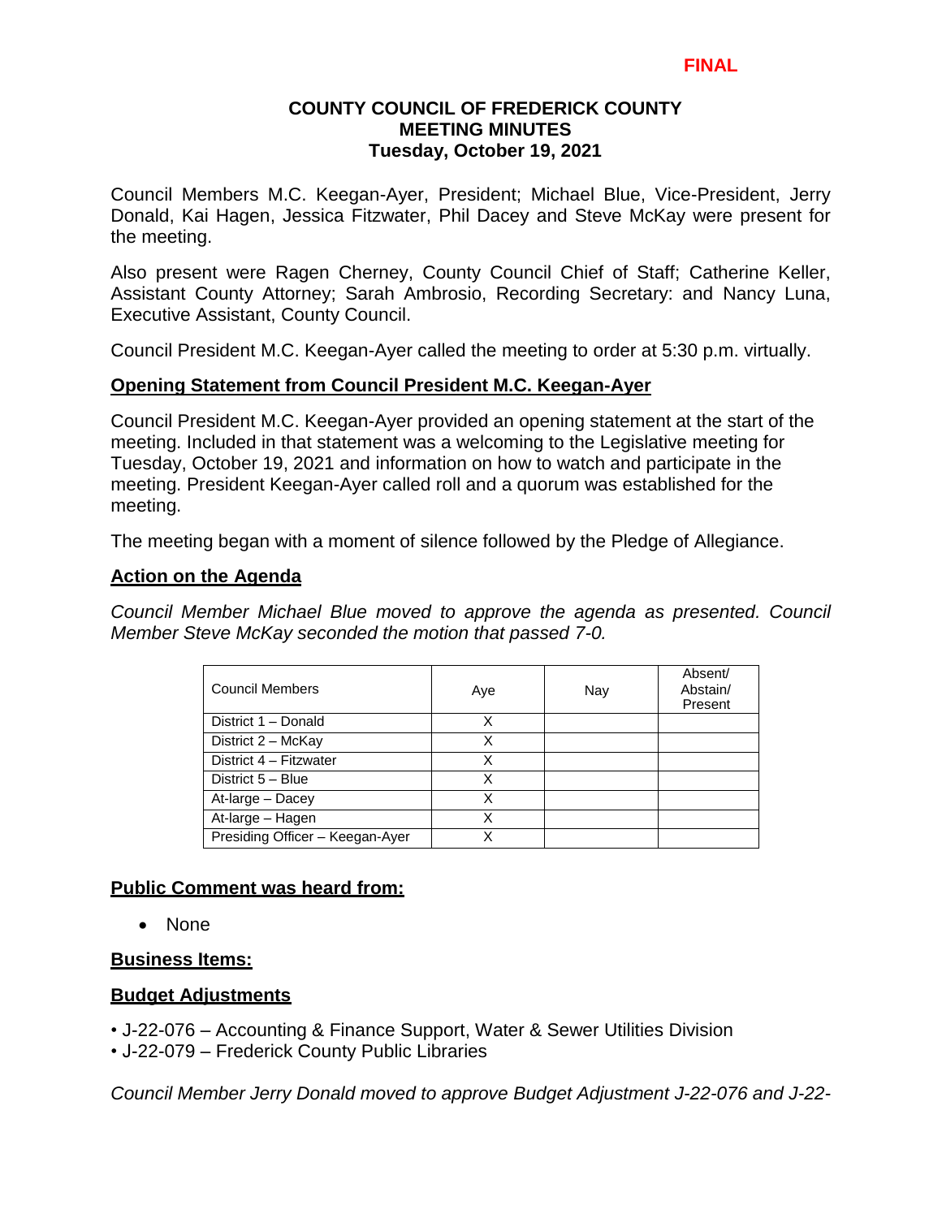**FINAL**

# COUNTY COUNCIL OF FREDERICK COUNTY
## MEETING MINUTES
### Tuesday, October 19, 2021

Council Members M.C. Keegan-Ayer, President; Michael Blue, Vice-President, Jerry Donald, Kai Hagen, Jessica Fitzwater, Phil Dacey and Steve McKay were present for the meeting.

Also present were Ragen Cherney, County Council Chief of Staff; Catherine Keller, Assistant County Attorney; Sarah Ambrosio, Recording Secretary: and Nancy Luna, Executive Assistant, County Council.

Council President M.C. Keegan-Ayer called the meeting to order at 5:30 p.m. virtually.

**Opening Statement from Council President M.C. Keegan-Ayer**

Council President M.C. Keegan-Ayer provided an opening statement at the start of the meeting. Included in that statement was a welcoming to the Legislative meeting for Tuesday, October 19, 2021 and information on how to watch and participate in the meeting. President Keegan-Ayer called roll and a quorum was established for the meeting.

The meeting began with a moment of silence followed by the Pledge of Allegiance.

**Action on the Agenda**

*Council Member Michael Blue moved to approve the agenda as presented. Council Member Steve McKay seconded the motion that passed 7-0.*

| Council Members | Aye | Nay | Absent/ Abstain/ Present |
|---|---|---|---|
| District 1 – Donald | X | | |
| District 2 – McKay | X | | |
| District 4 – Fitzwater | X | | |
| District 5 – Blue | X | | |
| At-large – Dacey | X | | |
| At-large – Hagen | X | | |
| Presiding Officer – Keegan-Ayer | X | | |

**Public Comment was heard from:**

- None

**Business Items:**

**Budget Adjustments**

- J-22-076 – Accounting & Finance Support, Water & Sewer Utilities Division
- J-22-079 – Frederick County Public Libraries

*Council Member Jerry Donald moved to approve Budget Adjustment J-22-076 and J-22-*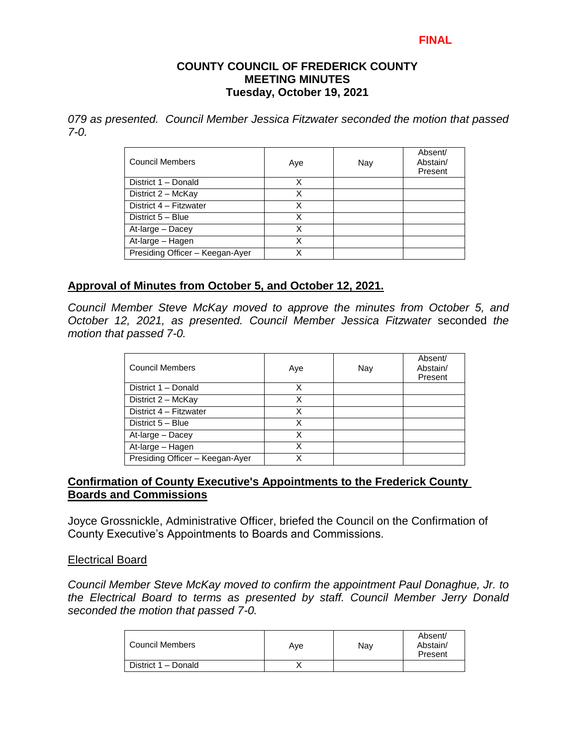079 as presented. Council Member Jessica Fitzwater seconded the motion that passed 7-0.

| Council Members | Aye | Nay | Absent/ Abstain/ Present |
|---|---|---|---|
| District 1 – Donald | X | | |
| District 2 – McKay | X | | |
| District 4 – Fitzwater | X | | |
| District 5 – Blue | X | | |
| At-large – Dacey | X | | |
| At-large – Hagen | X | | |
| Presiding Officer – Keegan-Ayer | X | | |

## Approval of Minutes from October 5, and October 12, 2021.

*Council Member Steve McKay moved to approve the minutes from October 5, and October 12, 2021, as presented. Council Member Jessica Fitzwater* seconded *the motion that passed 7-0.*

| Council Members | Aye | Nay | Absent/ Abstain/ Present |
|---|---|---|---|
| District 1 – Donald | X | | |
| District 2 – McKay | X | | |
| District 4 – Fitzwater | X | | |
| District 5 – Blue | X | | |
| At-large – Dacey | X | | |
| At-large – Hagen | X | | |
| Presiding Officer – Keegan-Ayer | X | | |

## Confirmation of County Executive's Appointments to the Frederick County Boards and Commissions

Joyce Grossnickle, Administrative Officer, briefed the Council on the Confirmation of County Executive's Appointments to Boards and Commissions.

### Electrical Board

*Council Member Steve McKay moved to confirm the appointment Paul Donaghue, Jr. to the Electrical Board to terms as presented by staff. Council Member Jerry Donald seconded the motion that passed 7-0.*

| Council Members | Aye | Nay | Absent/ Abstain/ Present |
|---|---|---|---|
| District 1 – Donald | X | | |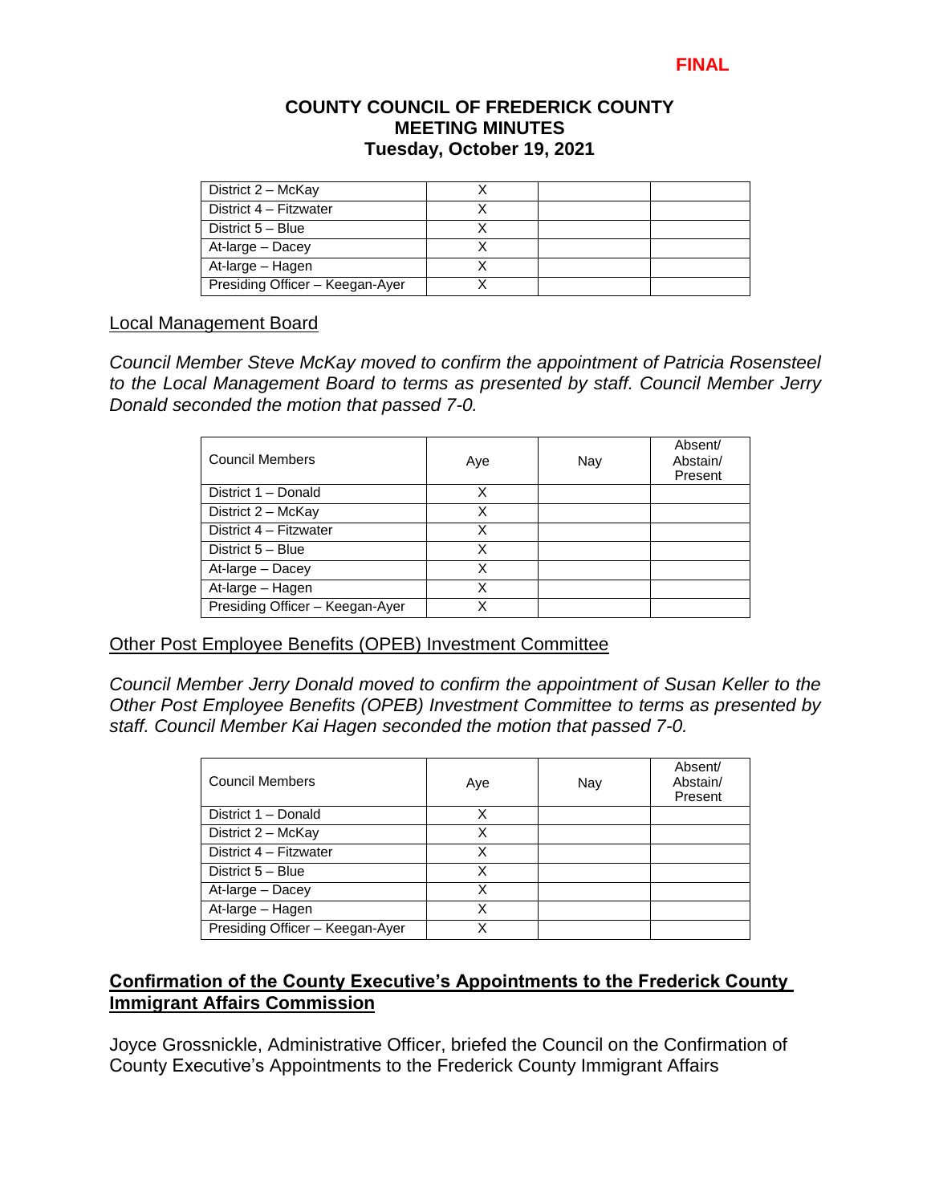**FINAL**

**COUNTY COUNCIL OF FREDERICK COUNTY**
**MEETING MINUTES**
**Tuesday, October 19, 2021**

| | | | |
|---|---|---|---|
| District 2 – McKay | X | | |
| District 4 – Fitzwater | X | | |
| District 5 – Blue | X | | |
| At-large – Dacey | X | | |
| At-large – Hagen | X | | |
| Presiding Officer – Keegan-Ayer | X | | |

Local Management Board

*Council Member Steve McKay moved to confirm the appointment of Patricia Rosensteel to the Local Management Board to terms as presented by staff. Council Member Jerry Donald seconded the motion that passed 7-0.*

| Council Members | Aye | Nay | Absent/ Abstain/ Present |
|---|---|---|---|
| District 1 – Donald | X | | |
| District 2 – McKay | X | | |
| District 4 – Fitzwater | X | | |
| District 5 – Blue | X | | |
| At-large – Dacey | X | | |
| At-large – Hagen | X | | |
| Presiding Officer – Keegan-Ayer | X | | |

Other Post Employee Benefits (OPEB) Investment Committee

*Council Member Jerry Donald moved to confirm the appointment of Susan Keller to the Other Post Employee Benefits (OPEB) Investment Committee to terms as presented by staff. Council Member Kai Hagen seconded the motion that passed 7-0.*

| Council Members | Aye | Nay | Absent/ Abstain/ Present |
|---|---|---|---|
| District 1 – Donald | X | | |
| District 2 – McKay | X | | |
| District 4 – Fitzwater | X | | |
| District 5 – Blue | X | | |
| At-large – Dacey | X | | |
| At-large – Hagen | X | | |
| Presiding Officer – Keegan-Ayer | X | | |

## Confirmation of the County Executive's Appointments to the Frederick County Immigrant Affairs Commission

Joyce Grossnickle, Administrative Officer, briefed the Council on the Confirmation of County Executive's Appointments to the Frederick County Immigrant Affairs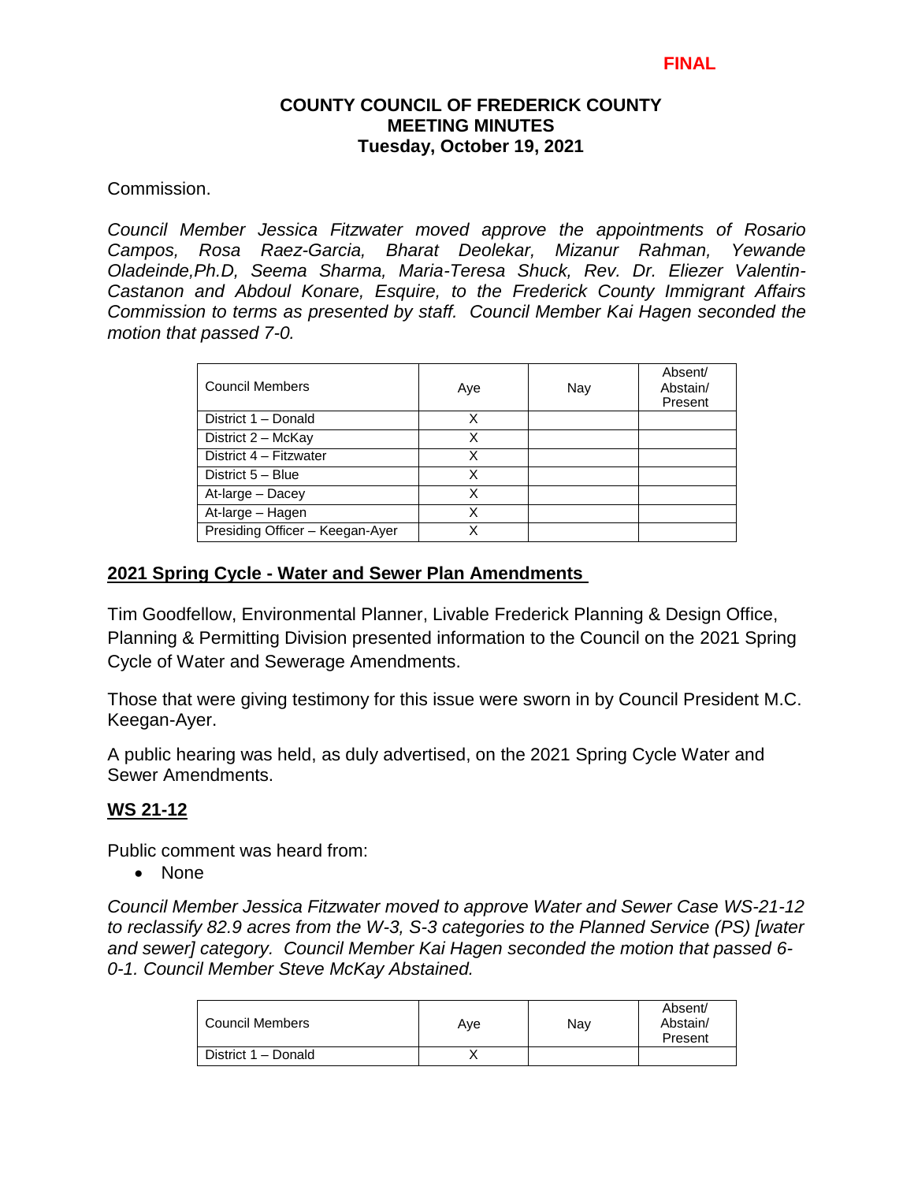**FINAL**

**COUNTY COUNCIL OF FREDERICK COUNTY**
**MEETING MINUTES**
**Tuesday, October 19, 2021**

Commission.

*Council Member Jessica Fitzwater moved approve the appointments of Rosario Campos, Rosa Raez-Garcia, Bharat Deolekar, Mizanur Rahman, Yewande Oladeinde,Ph.D, Seema Sharma, Maria-Teresa Shuck, Rev. Dr. Eliezer Valentin-Castanon and Abdoul Konare, Esquire, to the Frederick County Immigrant Affairs Commission to terms as presented by staff. Council Member Kai Hagen seconded the motion that passed 7-0.*

| Council Members | Aye | Nay | Absent/ Abstain/ Present |
|---|---|---|---|
| District 1 – Donald | X | | |
| District 2 – McKay | X | | |
| District 4 – Fitzwater | X | | |
| District 5 – Blue | X | | |
| At-large – Dacey | X | | |
| At-large – Hagen | X | | |
| Presiding Officer – Keegan-Ayer | X | | |

## 2021 Spring Cycle - Water and Sewer Plan Amendments

Tim Goodfellow, Environmental Planner, Livable Frederick Planning & Design Office, Planning & Permitting Division presented information to the Council on the 2021 Spring Cycle of Water and Sewerage Amendments.

Those that were giving testimony for this issue were sworn in by Council President M.C. Keegan-Ayer.

A public hearing was held, as duly advertised, on the 2021 Spring Cycle Water and Sewer Amendments.

## WS 21-12

Public comment was heard from:

- None

*Council Member Jessica Fitzwater moved to approve Water and Sewer Case WS-21-12 to reclassify 82.9 acres from the W-3, S-3 categories to the Planned Service (PS) [water and sewer] category. Council Member Kai Hagen seconded the motion that passed 6-0-1. Council Member Steve McKay Abstained.*

| Council Members | Aye | Nay | Absent/ Abstain/ Present |
|---|---|---|---|
| District 1 – Donald | X | | |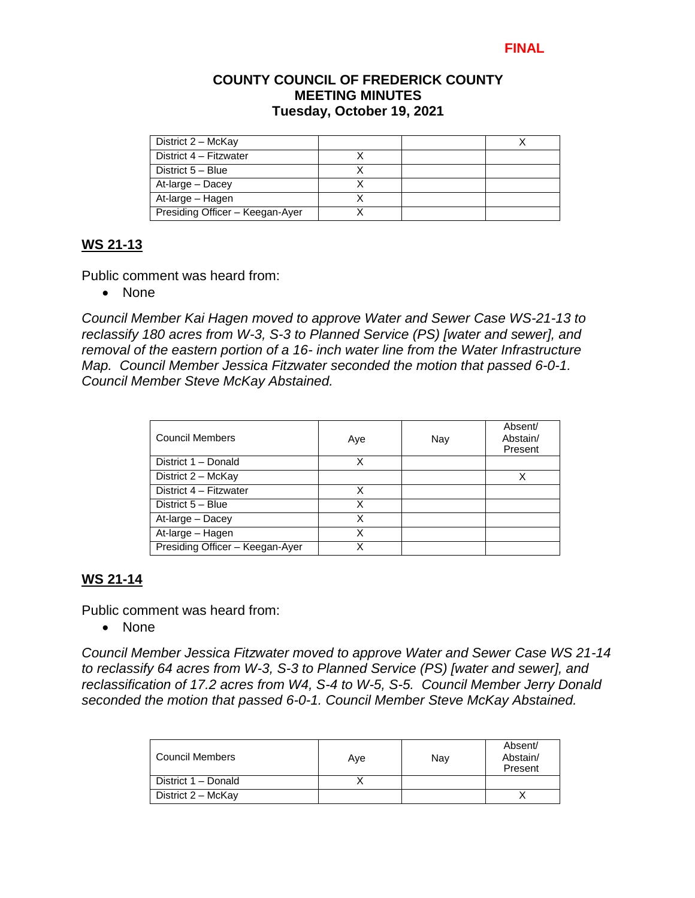FINAL

**COUNTY COUNCIL OF FREDERICK COUNTY**
**MEETING MINUTES**
**Tuesday, October 19, 2021**

| | | | |
|---|---|---|---|
| District 2 – McKay | | | X |
| District 4 – Fitzwater | X | | |
| District 5 – Blue | X | | |
| At-large – Dacey | X | | |
| At-large – Hagen | X | | |
| Presiding Officer – Keegan-Ayer | X | | |

## WS 21-13

Public comment was heard from:

- None

*Council Member Kai Hagen moved to approve Water and Sewer Case WS-21-13 to reclassify 180 acres from W-3, S-3 to Planned Service (PS) [water and sewer], and removal of the eastern portion of a 16- inch water line from the Water Infrastructure Map. Council Member Jessica Fitzwater seconded the motion that passed 6-0-1. Council Member Steve McKay Abstained.*

| Council Members | Aye | Nay | Absent/ Abstain/ Present |
|---|---|---|---|
| District 1 – Donald | X | | |
| District 2 – McKay | | | X |
| District 4 – Fitzwater | X | | |
| District 5 – Blue | X | | |
| At-large – Dacey | X | | |
| At-large – Hagen | X | | |
| Presiding Officer – Keegan-Ayer | X | | |

## WS 21-14

Public comment was heard from:

- None

*Council Member Jessica Fitzwater moved to approve Water and Sewer Case WS 21-14 to reclassify 64 acres from W-3, S-3 to Planned Service (PS) [water and sewer], and reclassification of 17.2 acres from W4, S-4 to W-5, S-5. Council Member Jerry Donald seconded the motion that passed 6-0-1. Council Member Steve McKay Abstained.*

| Council Members | Aye | Nay | Absent/ Abstain/ Present |
|---|---|---|---|
| District 1 – Donald | X | | |
| District 2 – McKay | | | X |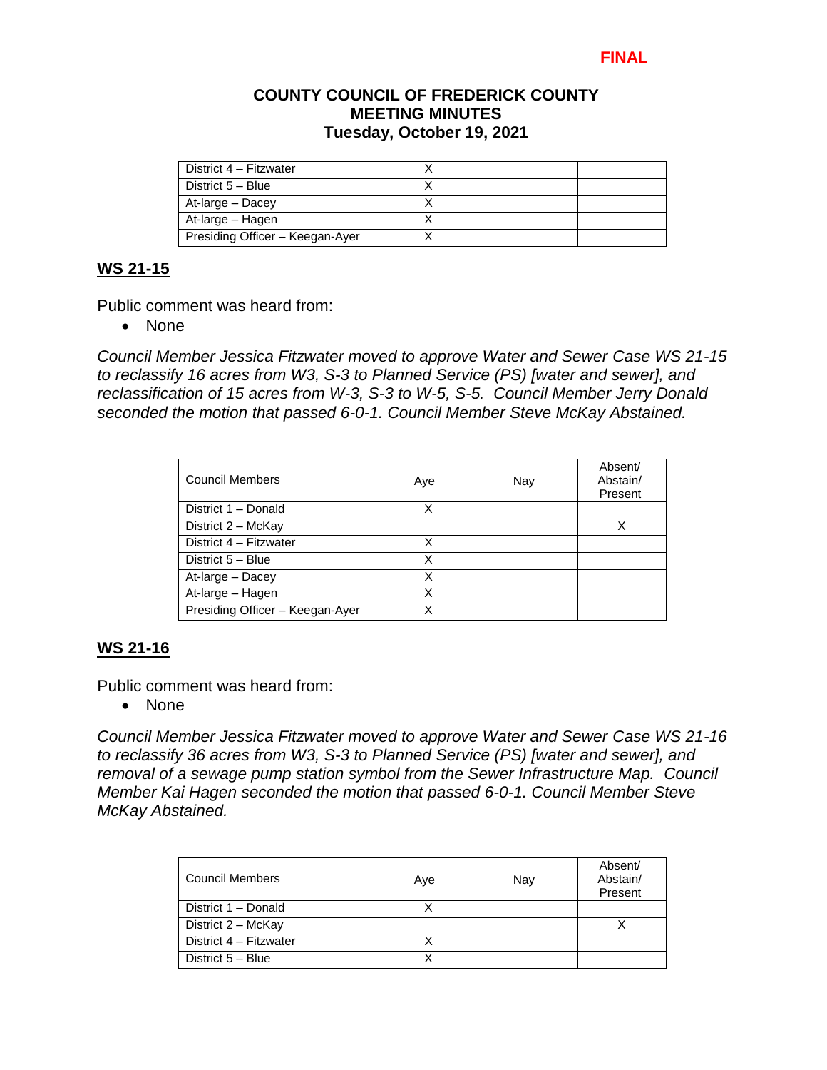FINAL

**COUNTY COUNCIL OF FREDERICK COUNTY**
**MEETING MINUTES**
**Tuesday, October 19, 2021**

| | | | |
|---|---|---|---|
| District 4 – Fitzwater | X | | |
| District 5 – Blue | X | | |
| At-large – Dacey | X | | |
| At-large – Hagen | X | | |
| Presiding Officer – Keegan-Ayer | X | | |

## WS 21-15

Public comment was heard from:

- None

*Council Member Jessica Fitzwater moved to approve Water and Sewer Case WS 21-15 to reclassify 16 acres from W3, S-3 to Planned Service (PS) [water and sewer], and reclassification of 15 acres from W-3, S-3 to W-5, S-5. Council Member Jerry Donald seconded the motion that passed 6-0-1. Council Member Steve McKay Abstained.*

| Council Members | Aye | Nay | Absent/ Abstain/ Present |
|---|---|---|---|
| District 1 – Donald | X | | |
| District 2 – McKay | | | X |
| District 4 – Fitzwater | X | | |
| District 5 – Blue | X | | |
| At-large – Dacey | X | | |
| At-large – Hagen | X | | |
| Presiding Officer – Keegan-Ayer | X | | |

## WS 21-16

Public comment was heard from:

- None

*Council Member Jessica Fitzwater moved to approve Water and Sewer Case WS 21-16 to reclassify 36 acres from W3, S-3 to Planned Service (PS) [water and sewer], and removal of a sewage pump station symbol from the Sewer Infrastructure Map. Council Member Kai Hagen seconded the motion that passed 6-0-1. Council Member Steve McKay Abstained.*

| Council Members | Aye | Nay | Absent/ Abstain/ Present |
|---|---|---|---|
| District 1 – Donald | X | | |
| District 2 – McKay | | | X |
| District 4 – Fitzwater | X | | |
| District 5 – Blue | X | | |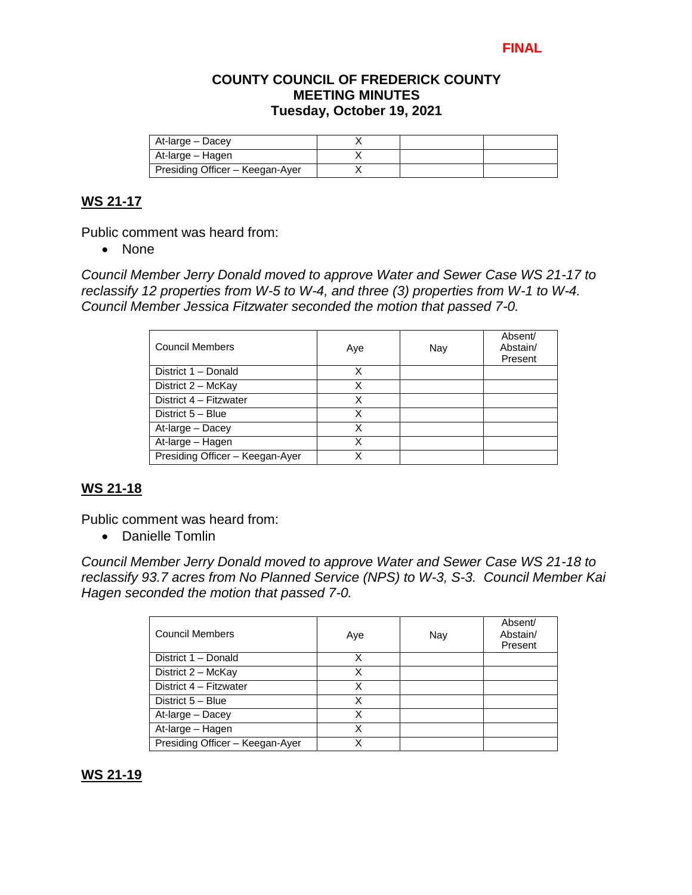**FINAL**

**COUNTY COUNCIL OF FREDERICK COUNTY**
**MEETING MINUTES**
**Tuesday, October 19, 2021**

| | | | |
|---|---|---|---|
| At-large – Dacey | X | | |
| At-large – Hagen | X | | |
| Presiding Officer – Keegan-Ayer | X | | |

## WS 21-17

Public comment was heard from:

- None

*Council Member Jerry Donald moved to approve Water and Sewer Case WS 21-17 to reclassify 12 properties from W-5 to W-4, and three (3) properties from W-1 to W-4. Council Member Jessica Fitzwater seconded the motion that passed 7-0.*

| Council Members | Aye | Nay | Absent/ Abstain/ Present |
|---|---|---|---|
| District 1 – Donald | X | | |
| District 2 – McKay | X | | |
| District 4 – Fitzwater | X | | |
| District 5 – Blue | X | | |
| At-large – Dacey | X | | |
| At-large – Hagen | X | | |
| Presiding Officer – Keegan-Ayer | X | | |

## WS 21-18

Public comment was heard from:

- Danielle Tomlin

*Council Member Jerry Donald moved to approve Water and Sewer Case WS 21-18 to reclassify 93.7 acres from No Planned Service (NPS) to W-3, S-3. Council Member Kai Hagen seconded the motion that passed 7-0.*

| Council Members | Aye | Nay | Absent/ Abstain/ Present |
|---|---|---|---|
| District 1 – Donald | X | | |
| District 2 – McKay | X | | |
| District 4 – Fitzwater | X | | |
| District 5 – Blue | X | | |
| At-large – Dacey | X | | |
| At-large – Hagen | X | | |
| Presiding Officer – Keegan-Ayer | X | | |

## WS 21-19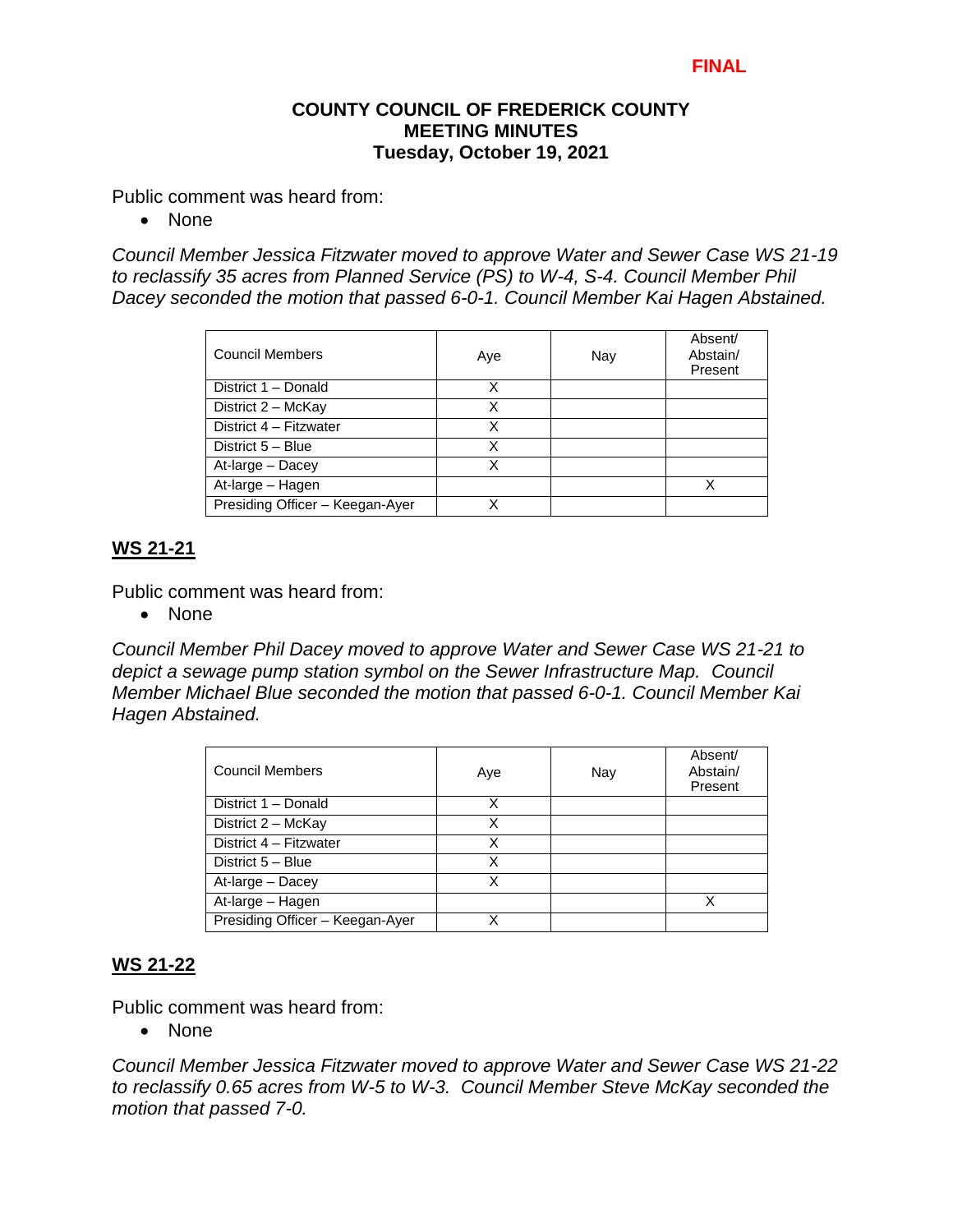**FINAL**

**COUNTY COUNCIL OF FREDERICK COUNTY**
**MEETING MINUTES**
**Tuesday, October 19, 2021**

Public comment was heard from:

- None

*Council Member Jessica Fitzwater moved to approve Water and Sewer Case WS 21-19 to reclassify 35 acres from Planned Service (PS) to W-4, S-4. Council Member Phil Dacey seconded the motion that passed 6-0-1. Council Member Kai Hagen Abstained.*

| Council Members | Aye | Nay | Absent/ Abstain/ Present |
|---|---|---|---|
| District 1 – Donald | X | | |
| District 2 – McKay | X | | |
| District 4 – Fitzwater | X | | |
| District 5 – Blue | X | | |
| At-large – Dacey | X | | |
| At-large – Hagen | | | X |
| Presiding Officer – Keegan-Ayer | X | | |

## WS 21-21

Public comment was heard from:

- None

*Council Member Phil Dacey moved to approve Water and Sewer Case WS 21-21 to depict a sewage pump station symbol on the Sewer Infrastructure Map. Council Member Michael Blue seconded the motion that passed 6-0-1. Council Member Kai Hagen Abstained.*

| Council Members | Aye | Nay | Absent/ Abstain/ Present |
|---|---|---|---|
| District 1 – Donald | X | | |
| District 2 – McKay | X | | |
| District 4 – Fitzwater | X | | |
| District 5 – Blue | X | | |
| At-large – Dacey | X | | |
| At-large – Hagen | | | X |
| Presiding Officer – Keegan-Ayer | X | | |

## WS 21-22

Public comment was heard from:

- None

*Council Member Jessica Fitzwater moved to approve Water and Sewer Case WS 21-22 to reclassify 0.65 acres from W-5 to W-3. Council Member Steve McKay seconded the motion that passed 7-0.*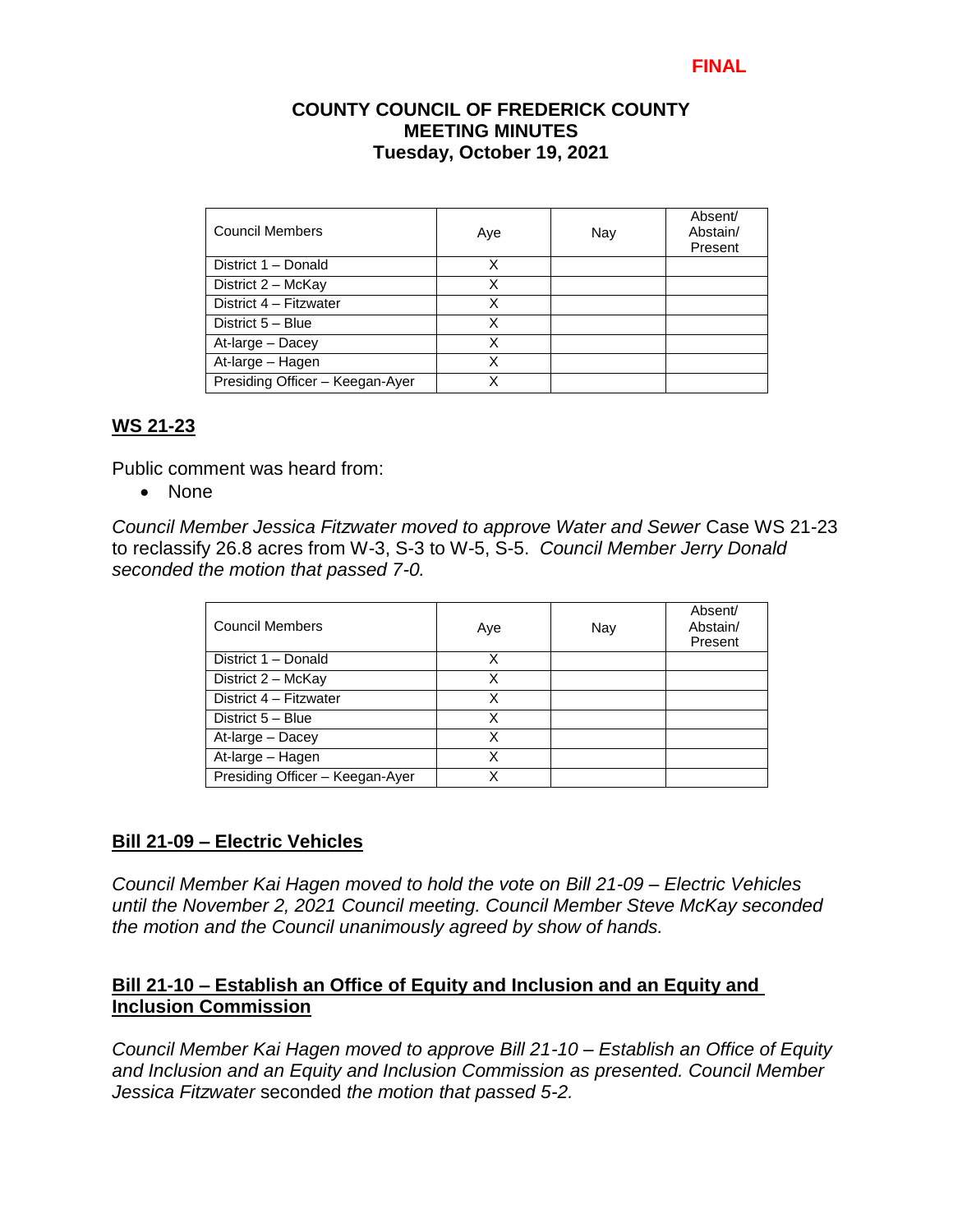**FINAL**

**COUNTY COUNCIL OF FREDERICK COUNTY**
**MEETING MINUTES**
**Tuesday, October 19, 2021**

| Council Members | Aye | Nay | Absent/ Abstain/ Present |
|---|---|---|---|
| District 1 – Donald | X | | |
| District 2 – McKay | X | | |
| District 4 – Fitzwater | X | | |
| District 5 – Blue | X | | |
| At-large – Dacey | X | | |
| At-large – Hagen | X | | |
| Presiding Officer – Keegan-Ayer | X | | |

## WS 21-23

Public comment was heard from:

- None

*Council Member Jessica Fitzwater moved to approve Water and Sewer* Case WS 21-23 to reclassify 26.8 acres from W-3, S-3 to W-5, S-5. *Council Member Jerry Donald seconded the motion that passed 7-0.*

| Council Members | Aye | Nay | Absent/ Abstain/ Present |
|---|---|---|---|
| District 1 – Donald | X | | |
| District 2 – McKay | X | | |
| District 4 – Fitzwater | X | | |
| District 5 – Blue | X | | |
| At-large – Dacey | X | | |
| At-large – Hagen | X | | |
| Presiding Officer – Keegan-Ayer | X | | |

## Bill 21-09 – Electric Vehicles

*Council Member Kai Hagen moved to hold the vote on Bill 21-09 – Electric Vehicles until the November 2, 2021 Council meeting. Council Member Steve McKay seconded the motion and the Council unanimously agreed by show of hands.*

## Bill 21-10 – Establish an Office of Equity and Inclusion and an Equity and Inclusion Commission

*Council Member Kai Hagen moved to approve Bill 21-10 – Establish an Office of Equity and Inclusion and an Equity and Inclusion Commission as presented. Council Member Jessica Fitzwater* seconded *the motion that passed 5-2.*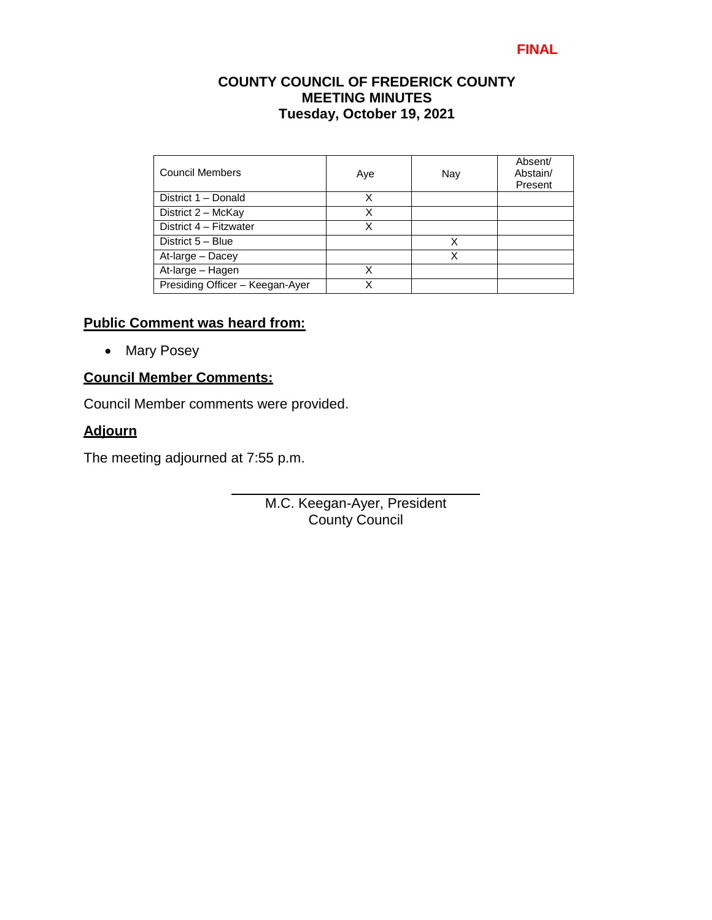FINAL

**COUNTY COUNCIL OF FREDERICK COUNTY**
**MEETING MINUTES**
**Tuesday, October 19, 2021**

| Council Members | Aye | Nay | Absent/ Abstain/ Present |
|---|---|---|---|
| District 1 – Donald | X | | |
| District 2 – McKay | X | | |
| District 4 – Fitzwater | X | | |
| District 5 – Blue | | X | |
| At-large – Dacey | | X | |
| At-large – Hagen | X | | |
| Presiding Officer – Keegan-Ayer | X | | |

## Public Comment was heard from:

- Mary Posey

## Council Member Comments:

Council Member comments were provided.

## Adjourn

The meeting adjourned at 7:55 p.m.

M.C. Keegan-Ayer, President
County Council